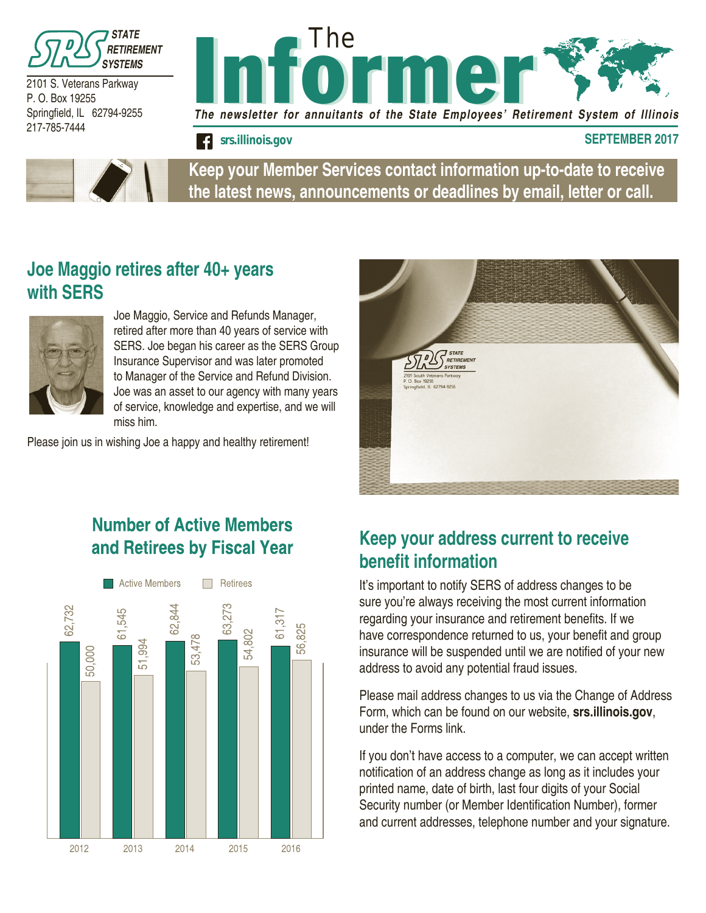STATE RETIREMENT SYSTEMS

2101 S. Veterans Parkway
P. O. Box 19255
Springfield, IL 62794-9255
217-785-7444

# The Informer

*The newsletter for annuitants of the State Employees' Retirement System of Illinois*

srs.illinois.gov

**SEPTEMBER 2017**

**Keep your Member Services contact information up-to-date to receive the latest news, announcements or deadlines by email, letter or call.**

## Joe Maggio retires after 40+ years with SERS

Joe Maggio, Service and Refunds Manager, retired after more than 40 years of service with SERS. Joe began his career as the SERS Group Insurance Supervisor and was later promoted to Manager of the Service and Refund Division. Joe was an asset to our agency with many years of service, knowledge and expertise, and we will miss him.

Please join us in wishing Joe a happy and healthy retirement!

## Number of Active Members and Retirees by Fiscal Year

| Fiscal Year | Active Members | Retirees |
|---|---|---|
| 2012 | 62,732 | 50,000 |
| 2013 | 61,545 | 51,994 |
| 2014 | 62,844 | 53,478 |
| 2015 | 63,273 | 54,802 |
| 2016 | 61,317 | 56,825 |

## Keep your address current to receive benefit information

It's important to notify SERS of address changes to be sure you're always receiving the most current information regarding your insurance and retirement benefits. If we have correspondence returned to us, your benefit and group insurance will be suspended until we are notified of your new address to avoid any potential fraud issues.

Please mail address changes to us via the Change of Address Form, which can be found on our website, **srs.illinois.gov**, under the Forms link.

If you don't have access to a computer, we can accept written notification of an address change as long as it includes your printed name, date of birth, last four digits of your Social Security number (or Member Identification Number), former and current addresses, telephone number and your signature.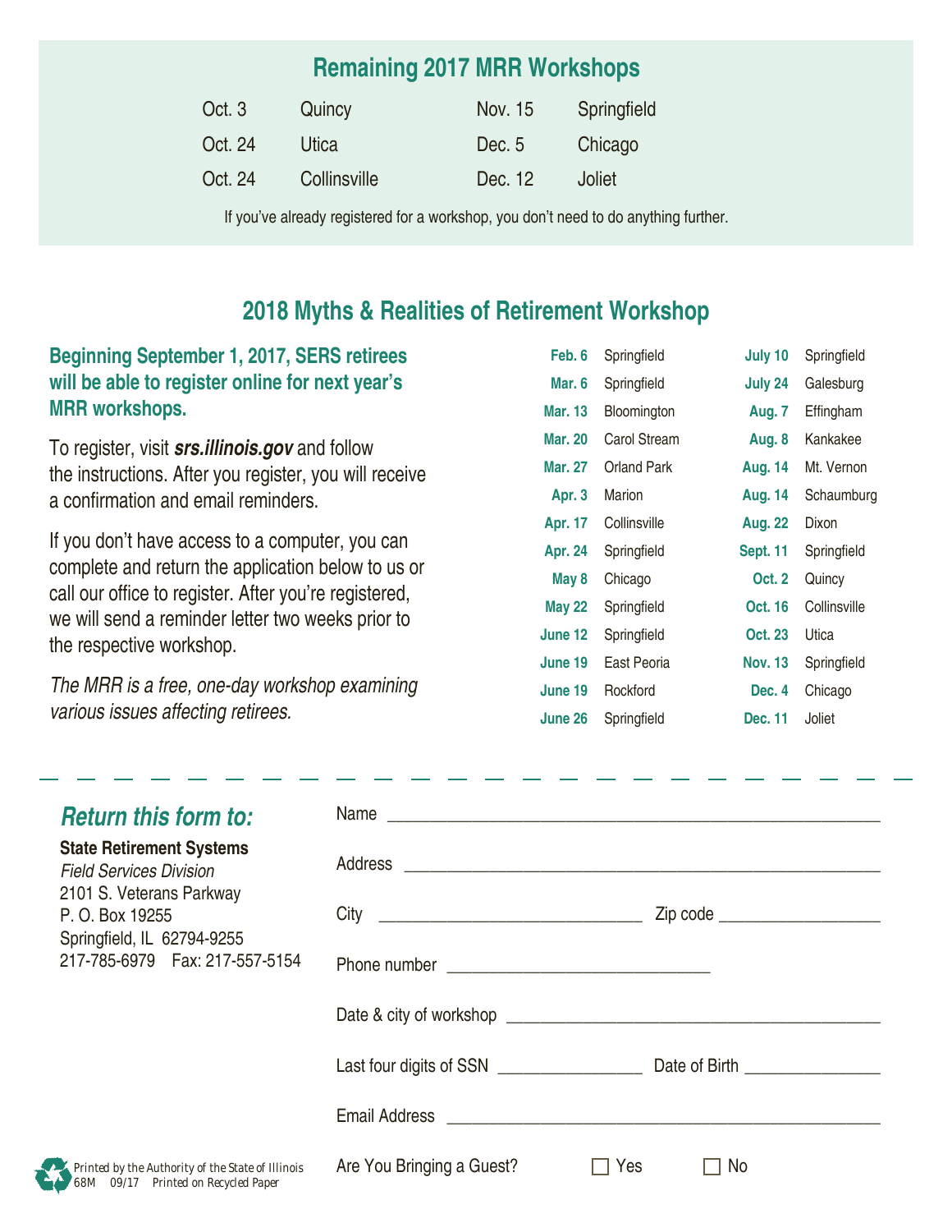## Remaining 2017 MRR Workshops

| | | | |
|---|---|---|---|
| Oct. 3 | Quincy | Nov. 15 | Springfield |
| Oct. 24 | Utica | Dec. 5 | Chicago |
| Oct. 24 | Collinsville | Dec. 12 | Joliet |

If you've already registered for a workshop, you don't need to do anything further.

## 2018 Myths & Realities of Retirement Workshop

**Beginning September 1, 2017, SERS retirees will be able to register online for next year's MRR workshops.**

To register, visit ***srs.illinois.gov*** and follow the instructions. After you register, you will receive a confirmation and email reminders.

If you don't have access to a computer, you can complete and return the application below to us or call our office to register. After you're registered, we will send a reminder letter two weeks prior to the respective workshop.

*The MRR is a free, one-day workshop examining various issues affecting retirees.*

| | | | |
|---|---|---|---|
| **Feb. 6** | Springfield | **July 10** | Springfield |
| **Mar. 6** | Springfield | **July 24** | Galesburg |
| **Mar. 13** | Bloomington | **Aug. 7** | Effingham |
| **Mar. 20** | Carol Stream | **Aug. 8** | Kankakee |
| **Mar. 27** | Orland Park | **Aug. 14** | Mt. Vernon |
| **Apr. 3** | Marion | **Aug. 14** | Schaumburg |
| **Apr. 17** | Collinsville | **Aug. 22** | Dixon |
| **Apr. 24** | Springfield | **Sept. 11** | Springfield |
| **May 8** | Chicago | **Oct. 2** | Quincy |
| **May 22** | Springfield | **Oct. 16** | Collinsville |
| **June 12** | Springfield | **Oct. 23** | Utica |
| **June 19** | East Peoria | **Nov. 13** | Springfield |
| **June 19** | Rockford | **Dec. 4** | Chicago |
| **June 26** | Springfield | **Dec. 11** | Joliet |

---

### *Return this form to:*

**State Retirement Systems**
*Field Services Division*
2101 S. Veterans Parkway
P. O. Box 19255
Springfield, IL 62794-9255
217-785-6979 Fax: 217-557-5154

Name ____________________________________________

Address __________________________________________

City ___________________________ Zip code ________________

Phone number ___________________________

Date & city of workshop ___________________________________

Last four digits of SSN ______________ Date of Birth ______________

Email Address ____________________________________________

Are You Bringing a Guest? ☐ Yes ☐ No

Printed by the Authority of the State of Illinois
68M 09/17 Printed on Recycled Paper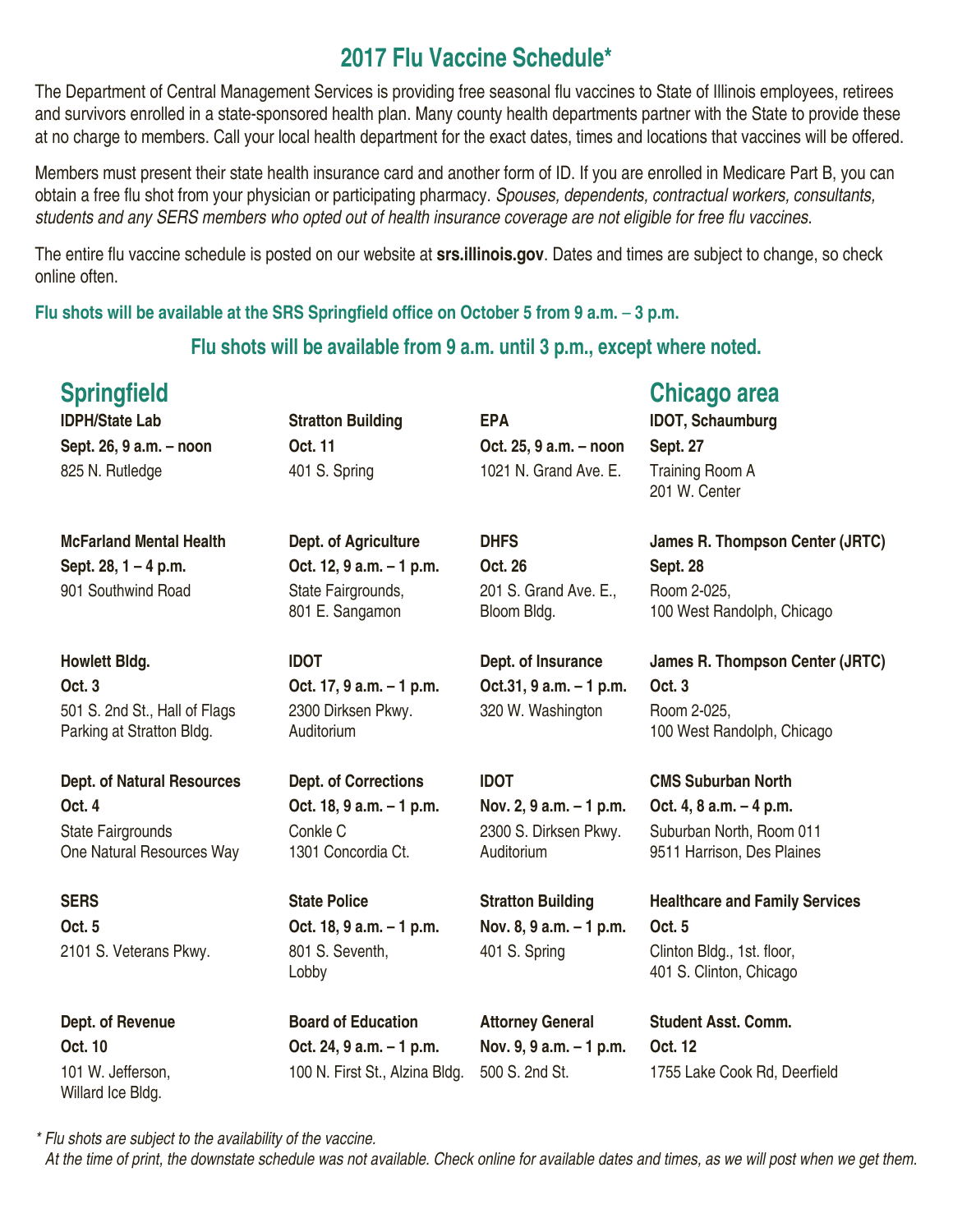# 2017 Flu Vaccine Schedule*

The Department of Central Management Services is providing free seasonal flu vaccines to State of Illinois employees, retirees and survivors enrolled in a state-sponsored health plan. Many county health departments partner with the State to provide these at no charge to members. Call your local health department for the exact dates, times and locations that vaccines will be offered.

Members must present their state health insurance card and another form of ID. If you are enrolled in Medicare Part B, you can obtain a free flu shot from your physician or participating pharmacy. *Spouses, dependents, contractual workers, consultants, students and any SERS members who opted out of health insurance coverage are not eligible for free flu vaccines.*

The entire flu vaccine schedule is posted on our website at **srs.illinois.gov**. Dates and times are subject to change, so check online often.

**Flu shots will be available at the SRS Springfield office on October 5 from 9 a.m. – 3 p.m.**

**Flu shots will be available from 9 a.m. until 3 p.m., except where noted.**

## Springfield

**IDPH/State Lab**
**Sept. 26, 9 a.m. – noon**
825 N. Rutledge

**McFarland Mental Health**
**Sept. 28, 1 – 4 p.m.**
901 Southwind Road

**Howlett Bldg.**
**Oct. 3**
501 S. 2nd St., Hall of Flags
Parking at Stratton Bldg.

**Dept. of Natural Resources**
**Oct. 4**
State Fairgrounds
One Natural Resources Way

**SERS**
**Oct. 5**
2101 S. Veterans Pkwy.

**Dept. of Revenue**
**Oct. 10**
101 W. Jefferson,
Willard Ice Bldg.

**Stratton Building**
**Oct. 11**
401 S. Spring

**Dept. of Agriculture**
**Oct. 12, 9 a.m. – 1 p.m.**
State Fairgrounds,
801 E. Sangamon

**IDOT**
**Oct. 17, 9 a.m. – 1 p.m.**
2300 Dirksen Pkwy.
Auditorium

**Dept. of Corrections**
**Oct. 18, 9 a.m. – 1 p.m.**
Conkle C
1301 Concordia Ct.

**State Police**
**Oct. 18, 9 a.m. – 1 p.m.**
801 S. Seventh,
Lobby

**Board of Education**
**Oct. 24, 9 a.m. – 1 p.m.**
100 N. First St., Alzina Bldg.

**EPA**
**Oct. 25, 9 a.m. – noon**
1021 N. Grand Ave. E.

**DHFS**
**Oct. 26**
201 S. Grand Ave. E.,
Bloom Bldg.

**Dept. of Insurance**
**Oct.31, 9 a.m. – 1 p.m.**
320 W. Washington

**IDOT**
**Nov. 2, 9 a.m. – 1 p.m.**
2300 S. Dirksen Pkwy.
Auditorium

**Stratton Building**
**Nov. 8, 9 a.m. – 1 p.m.**
401 S. Spring

**Attorney General**
**Nov. 9, 9 a.m. – 1 p.m.**
500 S. 2nd St.

## Chicago area

**IDOT, Schaumburg**
**Sept. 27**
Training Room A
201 W. Center

**James R. Thompson Center (JRTC)**
**Sept. 28**
Room 2-025,
100 West Randolph, Chicago

**James R. Thompson Center (JRTC)**
**Oct. 3**
Room 2-025,
100 West Randolph, Chicago

**CMS Suburban North**
**Oct. 4, 8 a.m. – 4 p.m.**
Suburban North, Room 011
9511 Harrison, Des Plaines

**Healthcare and Family Services**
**Oct. 5**
Clinton Bldg., 1st. floor,
401 S. Clinton, Chicago

**Student Asst. Comm.**
**Oct. 12**
1755 Lake Cook Rd, Deerfield

*\* Flu shots are subject to the availability of the vaccine.*
*At the time of print, the downstate schedule was not available. Check online for available dates and times, as we will post when we get them.*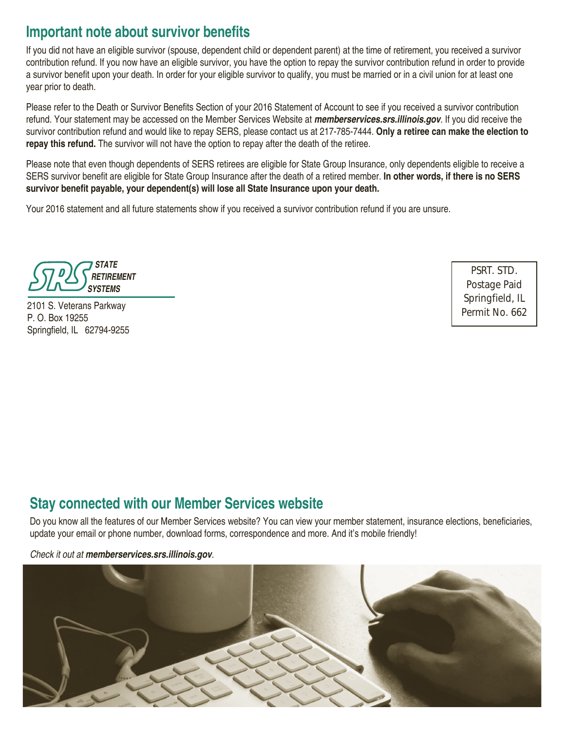## Important note about survivor benefits

If you did not have an eligible survivor (spouse, dependent child or dependent parent) at the time of retirement, you received a survivor contribution refund. If you now have an eligible survivor, you have the option to repay the survivor contribution refund in order to provide a survivor benefit upon your death. In order for your eligible survivor to qualify, you must be married or in a civil union for at least one year prior to death.

Please refer to the Death or Survivor Benefits Section of your 2016 Statement of Account to see if you received a survivor contribution refund. Your statement may be accessed on the Member Services Website at ***memberservices.srs.illinois.gov***. If you did receive the survivor contribution refund and would like to repay SERS, please contact us at 217-785-7444. **Only a retiree can make the election to repay this refund.** The survivor will not have the option to repay after the death of the retiree.

Please note that even though dependents of SERS retirees are eligible for State Group Insurance, only dependents eligible to receive a SERS survivor benefit are eligible for State Group Insurance after the death of a retired member. **In other words, if there is no SERS survivor benefit payable, your dependent(s) will lose all State Insurance upon your death.**

Your 2016 statement and all future statements show if you received a survivor contribution refund if you are unsure.

SRS STATE RETIREMENT SYSTEMS

2101 S. Veterans Parkway
P. O. Box 19255
Springfield, IL 62794-9255

PSRT. STD.
Postage Paid
Springfield, IL
Permit No. 662

## Stay connected with our Member Services website

Do you know all the features of our Member Services website? You can view your member statement, insurance elections, beneficiaries, update your email or phone number, download forms, correspondence and more. And it's mobile friendly!

*Check it out at **memberservices.srs.illinois.gov**.*